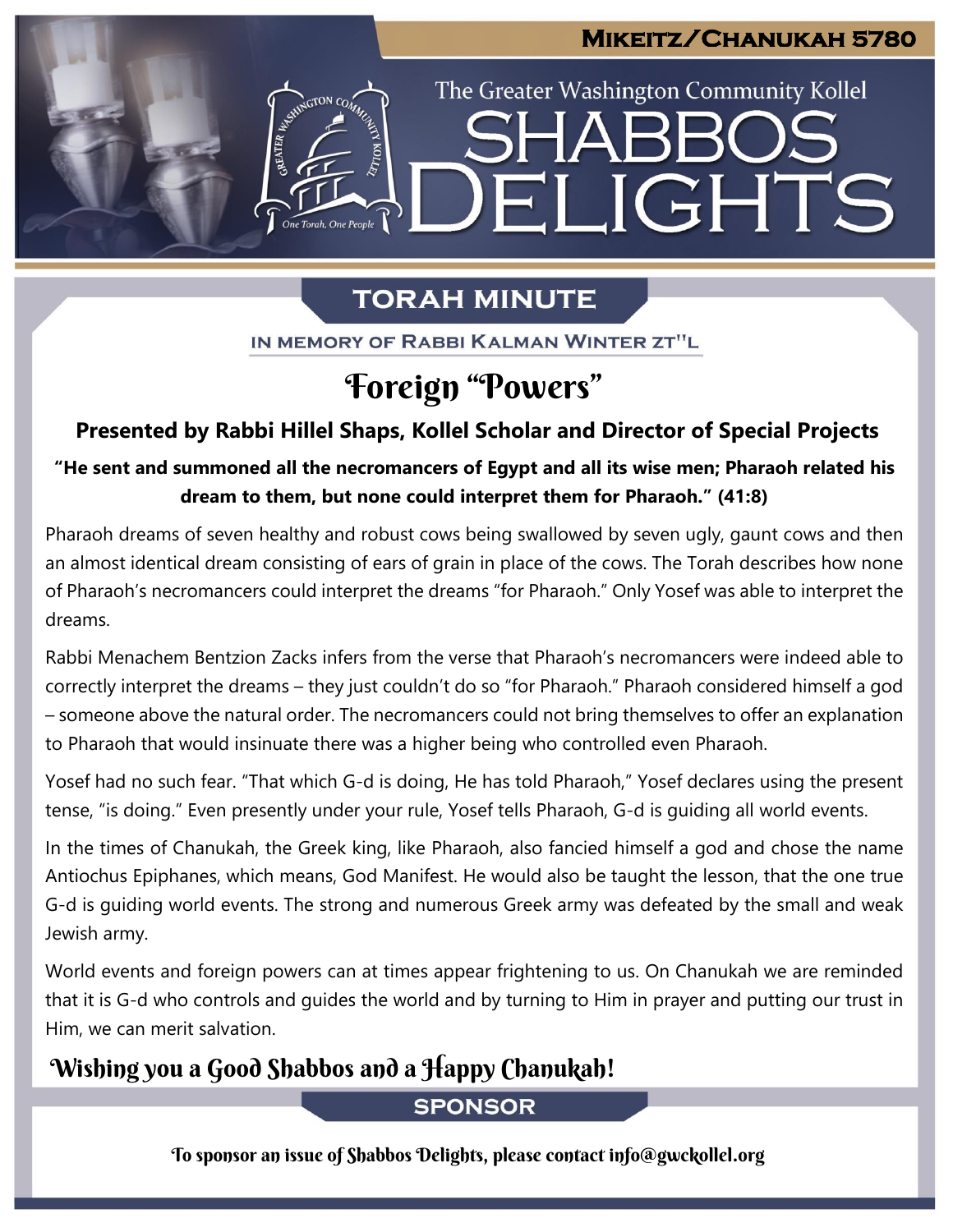**Mikeitz/Chanukah 5780**

The Greater Washington Community Kollel

# Shabbos Delights

## Torah Minute

In Memory of Rabbi Kalman Winter zt"l

# Foreign "Powers"

**Presented by Rabbi Hillel Shaps, Kollel Scholar and Director of Special Projects**

**"He sent and summoned all the necromancers of Egypt and all its wise men; Pharaoh related his dream to them, but none could interpret them for Pharaoh." (41:8)**

Pharaoh dreams of seven healthy and robust cows being swallowed by seven ugly, gaunt cows and then an almost identical dream consisting of ears of grain in place of the cows. The Torah describes how none of Pharaoh's necromancers could interpret the dreams "for Pharaoh." Only Yosef was able to interpret the dreams.

Rabbi Menachem Bentzion Zacks infers from the verse that Pharaoh's necromancers were indeed able to correctly interpret the dreams – they just couldn't do so "for Pharaoh." Pharaoh considered himself a god – someone above the natural order. The necromancers could not bring themselves to offer an explanation to Pharaoh that would insinuate there was a higher being who controlled even Pharaoh.

Yosef had no such fear. "That which G-d is doing, He has told Pharaoh," Yosef declares using the present tense, "is doing." Even presently under your rule, Yosef tells Pharaoh, G-d is guiding all world events.

In the times of Chanukah, the Greek king, like Pharaoh, also fancied himself a god and chose the name Antiochus Epiphanes, which means, God Manifest. He would also be taught the lesson, that the one true G-d is guiding world events. The strong and numerous Greek army was defeated by the small and weak Jewish army.

World events and foreign powers can at times appear frightening to us. On Chanukah we are reminded that it is G-d who controls and guides the world and by turning to Him in prayer and putting our trust in Him, we can merit salvation.

**Wishing you a Good Shabbos and a Happy Chanukah!**

## Sponsor

To sponsor an issue of Shabbos Delights, please contact info@gwckollel.org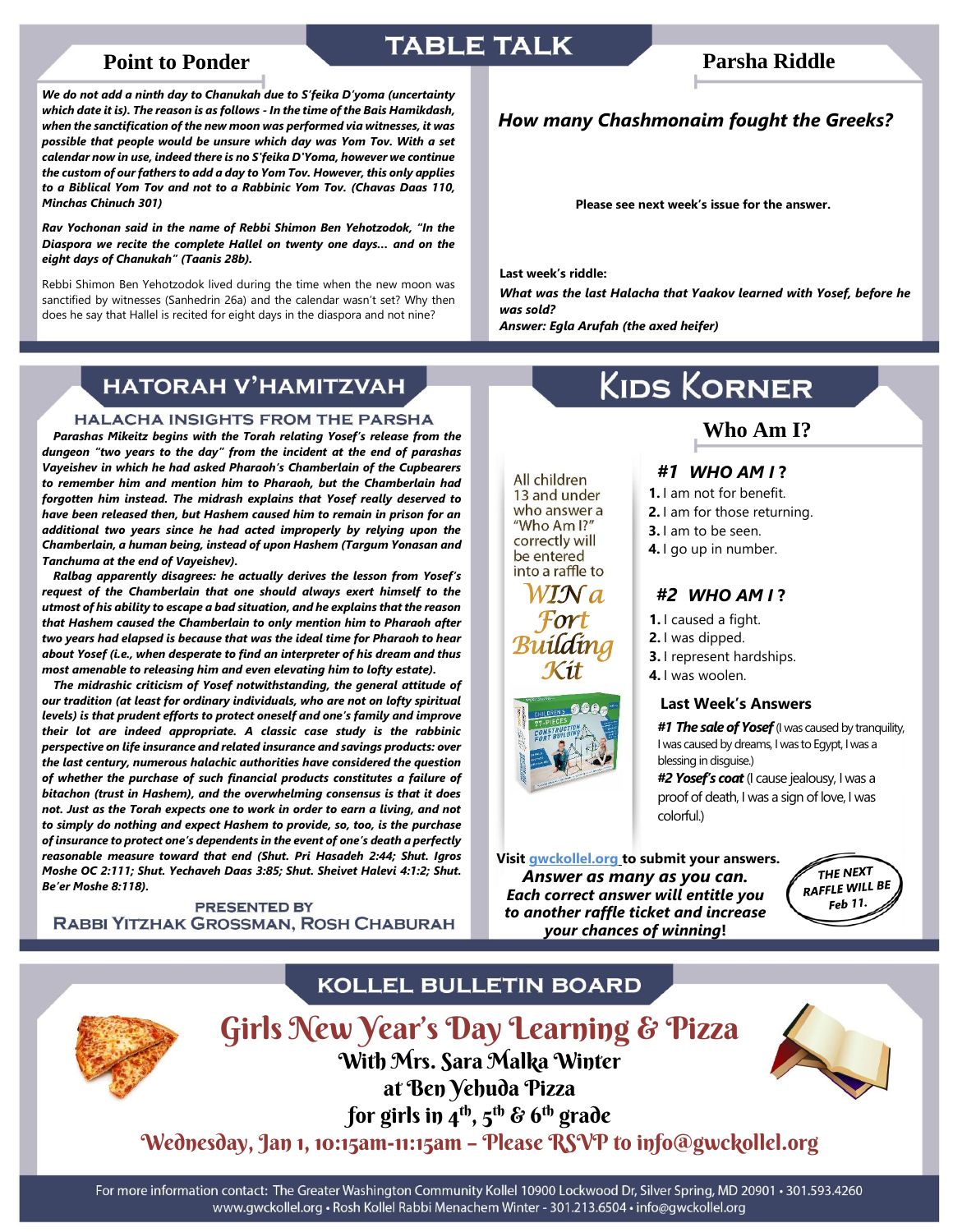# TABLE TALK

## Point to Ponder

***We do not add a ninth day to Chanukah due to S'feika D'yoma (uncertainty which date it is). The reason is as follows - In the time of the Bais Hamikdash, when the sanctification of the new moon was performed via witnesses, it was possible that people would be unsure which day was Yom Tov. With a set calendar now in use, indeed there is no S'feika D'Yoma, however we continue the custom of our fathers to add a day to Yom Tov. However, this only applies to a Biblical Yom Tov and not to a Rabbinic Yom Tov. (Chavas Daas 110, Minchas Chinuch 301)***

***Rav Yochonan said in the name of Rebbi Shimon Ben Yehotzodok, "In the Diaspora we recite the complete Hallel on twenty one days… and on the eight days of Chanukah" (Taanis 28b).***

Rebbi Shimon Ben Yehotzodok lived during the time when the new moon was sanctified by witnesses (Sanhedrin 26a) and the calendar wasn't set? Why then does he say that Hallel is recited for eight days in the diaspora and not nine?

## Parsha Riddle

***How many Chashmonaim fought the Greeks?***

**Please see next week's issue for the answer.**

**Last week's riddle:**

***What was the last Halacha that Yaakov learned with Yosef, before he was sold?***

***Answer: Egla Arufah (the axed heifer)***

# HATORAH V'HAMITZVAH

## HALACHA INSIGHTS FROM THE PARSHA

***Parashas Mikeitz begins with the Torah relating Yosef's release from the dungeon "two years to the day" from the incident at the end of parashas Vayeishev in which he had asked Pharaoh's Chamberlain of the Cupbearers to remember him and mention him to Pharaoh, but the Chamberlain had forgotten him instead. The midrash explains that Yosef really deserved to have been released then, but Hashem caused him to remain in prison for an additional two years since he had acted improperly by relying upon the Chamberlain, a human being, instead of upon Hashem (Targum Yonasan and Tanchuma at the end of Vayeishev).***

***Ralbag apparently disagrees: he actually derives the lesson from Yosef's request of the Chamberlain that one should always exert himself to the utmost of his ability to escape a bad situation, and he explains that the reason that Hashem caused the Chamberlain to only mention him to Pharaoh after two years had elapsed is because that was the ideal time for Pharaoh to hear about Yosef (i.e., when desperate to find an interpreter of his dream and thus most amenable to releasing him and even elevating him to lofty estate).***

***The midrashic criticism of Yosef notwithstanding, the general attitude of our tradition (at least for ordinary individuals, who are not on lofty spiritual levels) is that prudent efforts to protect oneself and one's family and improve their lot are indeed appropriate. A classic case study is the rabbinic perspective on life insurance and related insurance and savings products: over the last century, numerous halachic authorities have considered the question of whether the purchase of such financial products constitutes a failure of bitachon (trust in Hashem), and the overwhelming consensus is that it does not. Just as the Torah expects one to work in order to earn a living, and not to simply do nothing and expect Hashem to provide, so, too, is the purchase of insurance to protect one's dependents in the event of one's death a perfectly reasonable measure toward that end (Shut. Pri Hasadeh 2:44; Shut. Igros Moshe OC 2:111; Shut. Yechaveh Daas 3:85; Shut. Sheivet Halevi 4:1:2; Shut. Be'er Moshe 8:118).***

PRESENTED BY
RABBI YITZHAK GROSSMAN, ROSH CHABURAH

# KIDS KORNER

## Who Am I?

All children 13 and under who answer a "Who Am I?" correctly will be entered into a raffle to

WIN a Fort Building Kit

### #1 WHO AM I?

1. I am not for benefit.
2. I am for those returning.
3. I am to be seen.
4. I go up in number.

### #2 WHO AM I?

1. I caused a fight.
2. I was dipped.
3. I represent hardships.
4. I was woolen.

### Last Week's Answers

***#1 The sale of Yosef*** (I was caused by tranquility, I was caused by dreams, I was to Egypt, I was a blessing in disguise.)

***#2 Yosef's coat*** (I cause jealousy, I was a proof of death, I was a sign of love, I was colorful.)

**Visit gwckollel.org to submit your answers.**

***Answer as many as you can. Each correct answer will entitle you to another raffle ticket and increase your chances of winning!***

THE NEXT RAFFLE WILL BE Feb 11.

# KOLLEL BULLETIN BOARD

## Girls New Year's Day Learning & Pizza

With Mrs. Sara Malka Winter
at Ben Yehuda Pizza
for girls in 4th, 5th & 6th grade

Wednesday, Jan 1, 10:15am-11:15am – Please RSVP to info@gwckollel.org

For more information contact: The Greater Washington Community Kollel 10900 Lockwood Dr, Silver Spring, MD 20901 • 301.593.4260
www.gwckollel.org • Rosh Kollel Rabbi Menachem Winter - 301.213.6504 • info@gwckollel.org